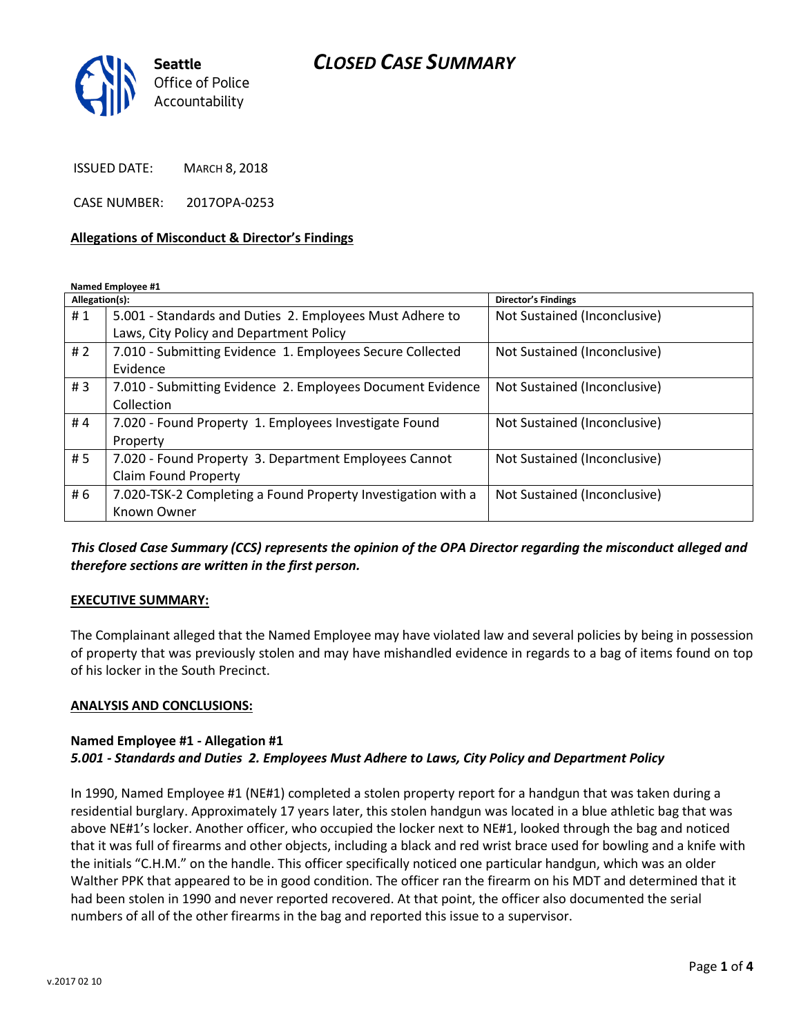# CLOSED CASE SUMMARY

Seattle Office of Police Accountability

ISSUED DATE: MARCH 8, 2018

CASE NUMBER: 2017OPA-0253

**Allegations of Misconduct & Director's Findings**

**Named Employee #1**

| Allegation(s): | | Director's Findings |
|---|---|---|
| # 1 | 5.001 - Standards and Duties 2. Employees Must Adhere to Laws, City Policy and Department Policy | Not Sustained (Inconclusive) |
| # 2 | 7.010 - Submitting Evidence 1. Employees Secure Collected Evidence | Not Sustained (Inconclusive) |
| # 3 | 7.010 - Submitting Evidence 2. Employees Document Evidence Collection | Not Sustained (Inconclusive) |
| # 4 | 7.020 - Found Property 1. Employees Investigate Found Property | Not Sustained (Inconclusive) |
| # 5 | 7.020 - Found Property 3. Department Employees Cannot Claim Found Property | Not Sustained (Inconclusive) |
| # 6 | 7.020-TSK-2 Completing a Found Property Investigation with a Known Owner | Not Sustained (Inconclusive) |

***This Closed Case Summary (CCS) represents the opinion of the OPA Director regarding the misconduct alleged and therefore sections are written in the first person.***

**EXECUTIVE SUMMARY:**

The Complainant alleged that the Named Employee may have violated law and several policies by being in possession of property that was previously stolen and may have mishandled evidence in regards to a bag of items found on top of his locker in the South Precinct.

**ANALYSIS AND CONCLUSIONS:**

**Named Employee #1 - Allegation #1**
***5.001 - Standards and Duties 2. Employees Must Adhere to Laws, City Policy and Department Policy***

In 1990, Named Employee #1 (NE#1) completed a stolen property report for a handgun that was taken during a residential burglary. Approximately 17 years later, this stolen handgun was located in a blue athletic bag that was above NE#1's locker. Another officer, who occupied the locker next to NE#1, looked through the bag and noticed that it was full of firearms and other objects, including a black and red wrist brace used for bowling and a knife with the initials "C.H.M." on the handle. This officer specifically noticed one particular handgun, which was an older Walther PPK that appeared to be in good condition. The officer ran the firearm on his MDT and determined that it had been stolen in 1990 and never reported recovered. At that point, the officer also documented the serial numbers of all of the other firearms in the bag and reported this issue to a supervisor.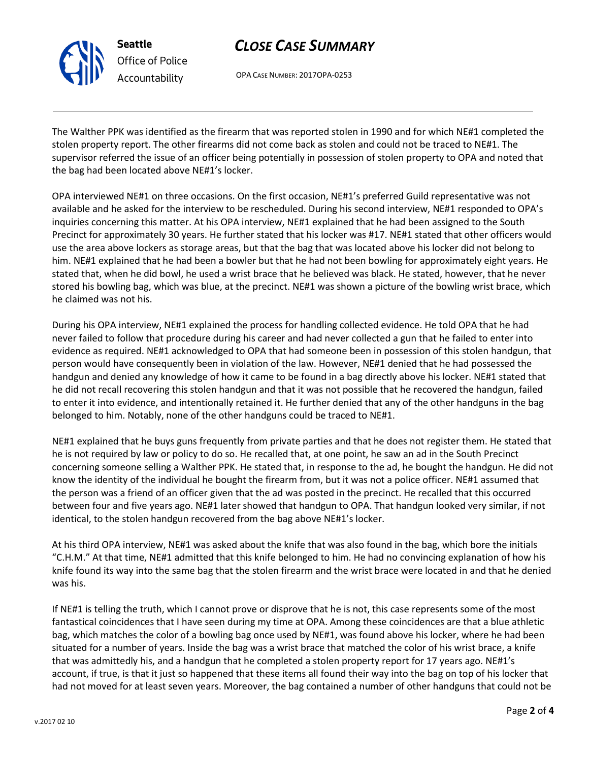The Walther PPK was identified as the firearm that was reported stolen in 1990 and for which NE#1 completed the stolen property report. The other firearms did not come back as stolen and could not be traced to NE#1. The supervisor referred the issue of an officer being potentially in possession of stolen property to OPA and noted that the bag had been located above NE#1's locker.

OPA interviewed NE#1 on three occasions. On the first occasion, NE#1's preferred Guild representative was not available and he asked for the interview to be rescheduled. During his second interview, NE#1 responded to OPA's inquiries concerning this matter. At his OPA interview, NE#1 explained that he had been assigned to the South Precinct for approximately 30 years. He further stated that his locker was #17. NE#1 stated that other officers would use the area above lockers as storage areas, but that the bag that was located above his locker did not belong to him. NE#1 explained that he had been a bowler but that he had not been bowling for approximately eight years. He stated that, when he did bowl, he used a wrist brace that he believed was black. He stated, however, that he never stored his bowling bag, which was blue, at the precinct. NE#1 was shown a picture of the bowling wrist brace, which he claimed was not his.

During his OPA interview, NE#1 explained the process for handling collected evidence. He told OPA that he had never failed to follow that procedure during his career and had never collected a gun that he failed to enter into evidence as required. NE#1 acknowledged to OPA that had someone been in possession of this stolen handgun, that person would have consequently been in violation of the law. However, NE#1 denied that he had possessed the handgun and denied any knowledge of how it came to be found in a bag directly above his locker. NE#1 stated that he did not recall recovering this stolen handgun and that it was not possible that he recovered the handgun, failed to enter it into evidence, and intentionally retained it. He further denied that any of the other handguns in the bag belonged to him. Notably, none of the other handguns could be traced to NE#1.

NE#1 explained that he buys guns frequently from private parties and that he does not register them. He stated that he is not required by law or policy to do so. He recalled that, at one point, he saw an ad in the South Precinct concerning someone selling a Walther PPK. He stated that, in response to the ad, he bought the handgun. He did not know the identity of the individual he bought the firearm from, but it was not a police officer. NE#1 assumed that the person was a friend of an officer given that the ad was posted in the precinct. He recalled that this occurred between four and five years ago. NE#1 later showed that handgun to OPA. That handgun looked very similar, if not identical, to the stolen handgun recovered from the bag above NE#1's locker.

At his third OPA interview, NE#1 was asked about the knife that was also found in the bag, which bore the initials "C.H.M." At that time, NE#1 admitted that this knife belonged to him. He had no convincing explanation of how his knife found its way into the same bag that the stolen firearm and the wrist brace were located in and that he denied was his.

If NE#1 is telling the truth, which I cannot prove or disprove that he is not, this case represents some of the most fantastical coincidences that I have seen during my time at OPA. Among these coincidences are that a blue athletic bag, which matches the color of a bowling bag once used by NE#1, was found above his locker, where he had been situated for a number of years. Inside the bag was a wrist brace that matched the color of his wrist brace, a knife that was admittedly his, and a handgun that he completed a stolen property report for 17 years ago. NE#1's account, if true, is that it just so happened that these items all found their way into the bag on top of his locker that had not moved for at least seven years. Moreover, the bag contained a number of other handguns that could not be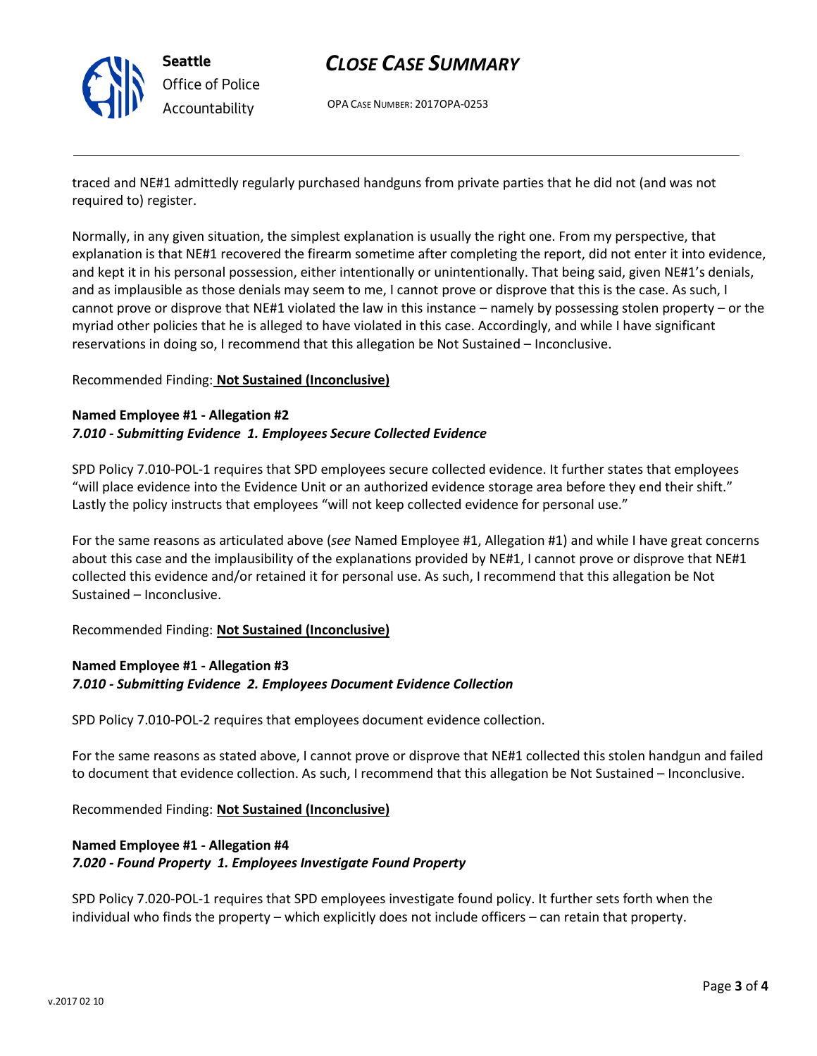traced and NE#1 admittedly regularly purchased handguns from private parties that he did not (and was not required to) register.

Normally, in any given situation, the simplest explanation is usually the right one. From my perspective, that explanation is that NE#1 recovered the firearm sometime after completing the report, did not enter it into evidence, and kept it in his personal possession, either intentionally or unintentionally. That being said, given NE#1's denials, and as implausible as those denials may seem to me, I cannot prove or disprove that this is the case. As such, I cannot prove or disprove that NE#1 violated the law in this instance – namely by possessing stolen property – or the myriad other policies that he is alleged to have violated in this case. Accordingly, and while I have significant reservations in doing so, I recommend that this allegation be Not Sustained – Inconclusive.

Recommended Finding: **Not Sustained (Inconclusive)**

**Named Employee #1 - Allegation #2**
***7.010 - Submitting Evidence 1. Employees Secure Collected Evidence***

SPD Policy 7.010-POL-1 requires that SPD employees secure collected evidence. It further states that employees "will place evidence into the Evidence Unit or an authorized evidence storage area before they end their shift." Lastly the policy instructs that employees "will not keep collected evidence for personal use."

For the same reasons as articulated above (*see* Named Employee #1, Allegation #1) and while I have great concerns about this case and the implausibility of the explanations provided by NE#1, I cannot prove or disprove that NE#1 collected this evidence and/or retained it for personal use. As such, I recommend that this allegation be Not Sustained – Inconclusive.

Recommended Finding: **Not Sustained (Inconclusive)**

**Named Employee #1 - Allegation #3**
***7.010 - Submitting Evidence 2. Employees Document Evidence Collection***

SPD Policy 7.010-POL-2 requires that employees document evidence collection.

For the same reasons as stated above, I cannot prove or disprove that NE#1 collected this stolen handgun and failed to document that evidence collection. As such, I recommend that this allegation be Not Sustained – Inconclusive.

Recommended Finding: **Not Sustained (Inconclusive)**

**Named Employee #1 - Allegation #4**
***7.020 - Found Property 1. Employees Investigate Found Property***

SPD Policy 7.020-POL-1 requires that SPD employees investigate found policy. It further sets forth when the individual who finds the property – which explicitly does not include officers – can retain that property.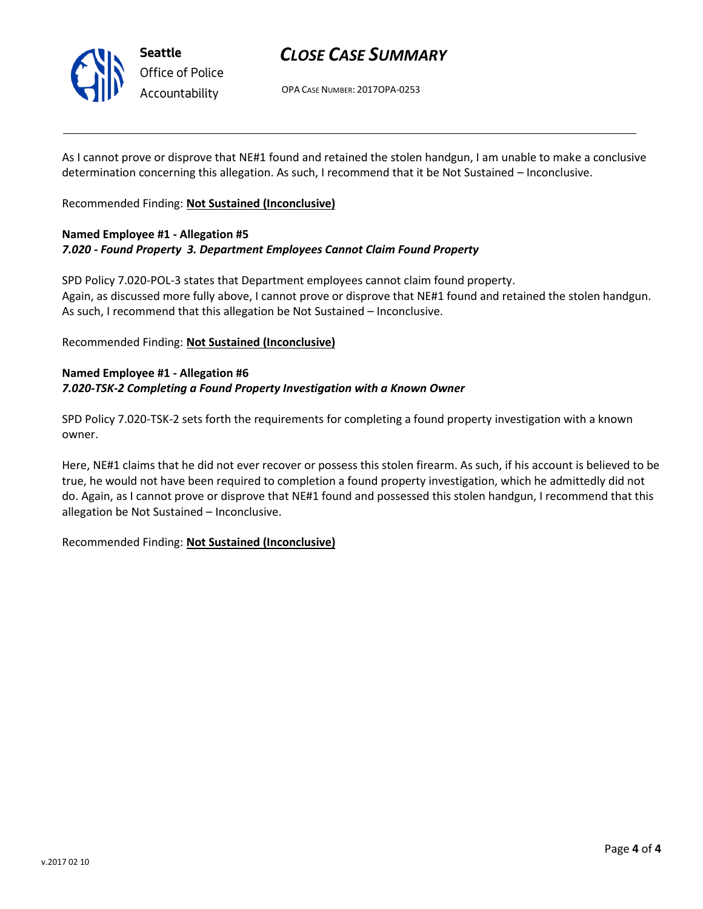As I cannot prove or disprove that NE#1 found and retained the stolen handgun, I am unable to make a conclusive determination concerning this allegation. As such, I recommend that it be Not Sustained – Inconclusive.

Recommended Finding: **Not Sustained (Inconclusive)**

**Named Employee #1 - Allegation #5**
***7.020 - Found Property 3. Department Employees Cannot Claim Found Property***

SPD Policy 7.020-POL-3 states that Department employees cannot claim found property.
Again, as discussed more fully above, I cannot prove or disprove that NE#1 found and retained the stolen handgun. As such, I recommend that this allegation be Not Sustained – Inconclusive.

Recommended Finding: **Not Sustained (Inconclusive)**

**Named Employee #1 - Allegation #6**
***7.020-TSK-2 Completing a Found Property Investigation with a Known Owner***

SPD Policy 7.020-TSK-2 sets forth the requirements for completing a found property investigation with a known owner.

Here, NE#1 claims that he did not ever recover or possess this stolen firearm. As such, if his account is believed to be true, he would not have been required to completion a found property investigation, which he admittedly did not do. Again, as I cannot prove or disprove that NE#1 found and possessed this stolen handgun, I recommend that this allegation be Not Sustained – Inconclusive.

Recommended Finding: **Not Sustained (Inconclusive)**